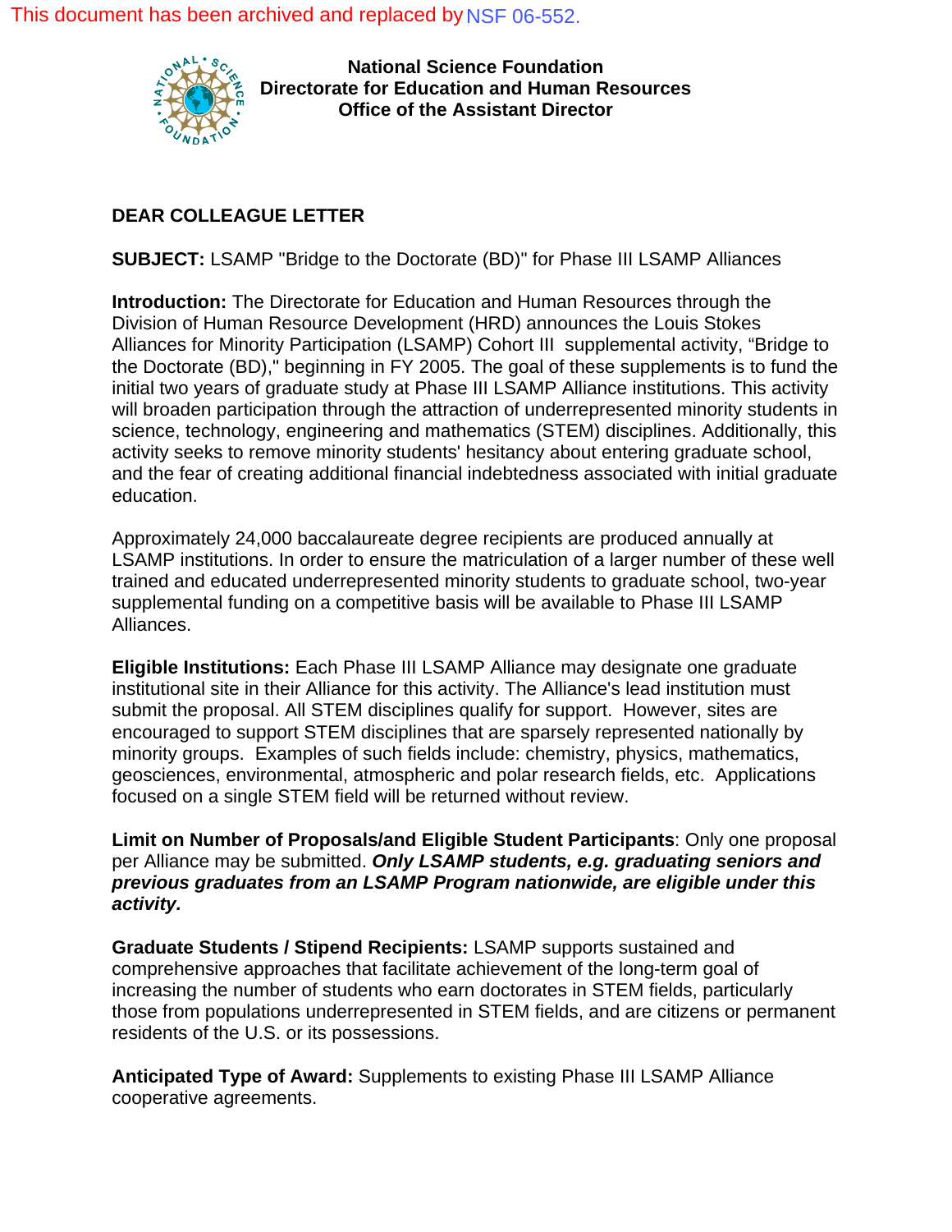This document has been archived and replaced by NSF 06-552.

**National Science Foundation**
**Directorate for Education and Human Resources**
**Office of the Assistant Director**

## DEAR COLLEAGUE LETTER

**SUBJECT:** LSAMP "Bridge to the Doctorate (BD)" for Phase III LSAMP Alliances

**Introduction:** The Directorate for Education and Human Resources through the Division of Human Resource Development (HRD) announces the Louis Stokes Alliances for Minority Participation (LSAMP) Cohort III supplemental activity, "Bridge to the Doctorate (BD)," beginning in FY 2005. The goal of these supplements is to fund the initial two years of graduate study at Phase III LSAMP Alliance institutions. This activity will broaden participation through the attraction of underrepresented minority students in science, technology, engineering and mathematics (STEM) disciplines. Additionally, this activity seeks to remove minority students' hesitancy about entering graduate school, and the fear of creating additional financial indebtedness associated with initial graduate education.

Approximately 24,000 baccalaureate degree recipients are produced annually at LSAMP institutions. In order to ensure the matriculation of a larger number of these well trained and educated underrepresented minority students to graduate school, two-year supplemental funding on a competitive basis will be available to Phase III LSAMP Alliances.

**Eligible Institutions:** Each Phase III LSAMP Alliance may designate one graduate institutional site in their Alliance for this activity. The Alliance's lead institution must submit the proposal. All STEM disciplines qualify for support. However, sites are encouraged to support STEM disciplines that are sparsely represented nationally by minority groups. Examples of such fields include: chemistry, physics, mathematics, geosciences, environmental, atmospheric and polar research fields, etc. Applications focused on a single STEM field will be returned without review.

**Limit on Number of Proposals/and Eligible Student Participants**: Only one proposal per Alliance may be submitted. ***Only LSAMP students, e.g. graduating seniors and previous graduates from an LSAMP Program nationwide, are eligible under this activity.***

**Graduate Students / Stipend Recipients:** LSAMP supports sustained and comprehensive approaches that facilitate achievement of the long-term goal of increasing the number of students who earn doctorates in STEM fields, particularly those from populations underrepresented in STEM fields, and are citizens or permanent residents of the U.S. or its possessions.

**Anticipated Type of Award:** Supplements to existing Phase III LSAMP Alliance cooperative agreements.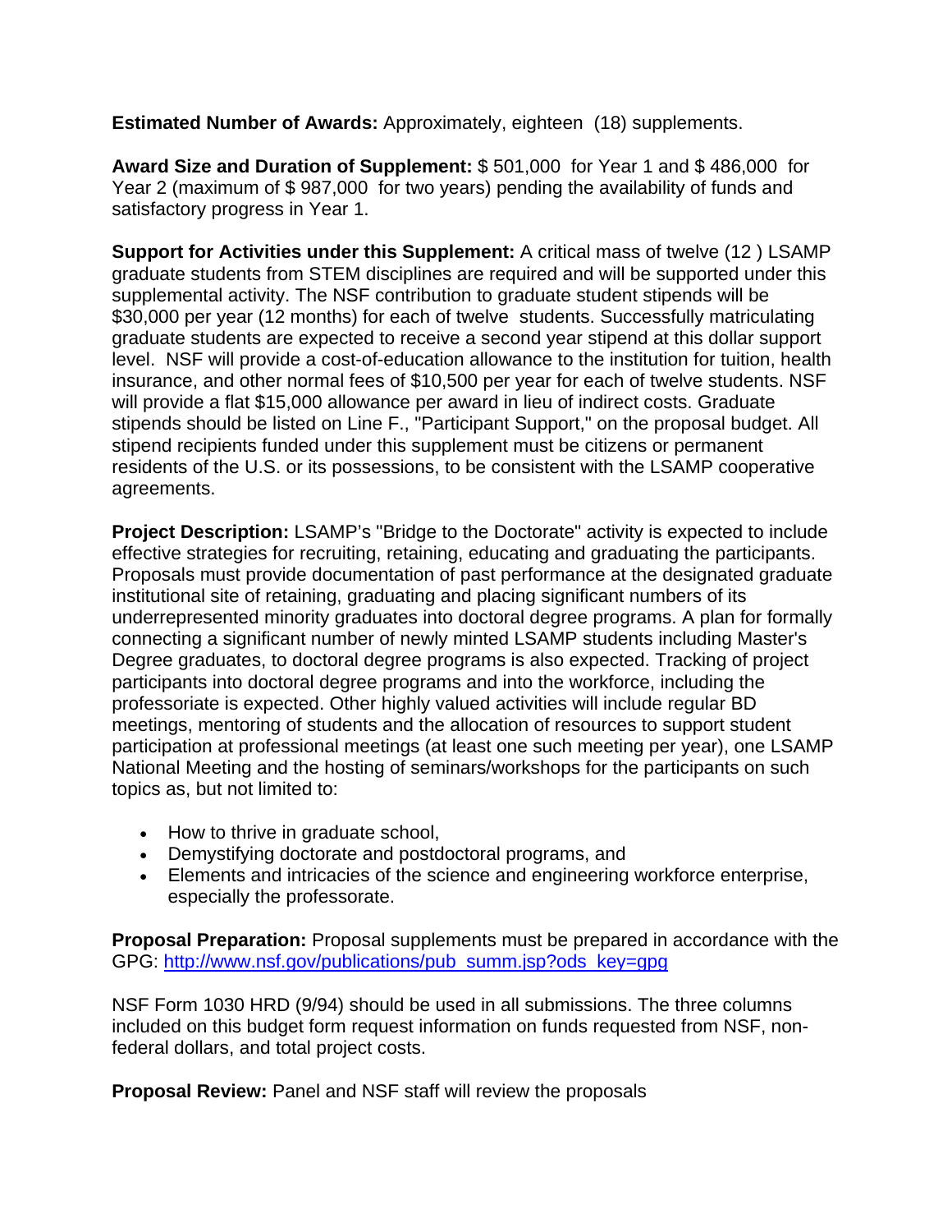**Estimated Number of Awards:** Approximately, eighteen (18) supplements.

**Award Size and Duration of Supplement:** $ 501,000 for Year 1 and $ 486,000 for Year 2 (maximum of $ 987,000 for two years) pending the availability of funds and satisfactory progress in Year 1.

**Support for Activities under this Supplement:** A critical mass of twelve (12 ) LSAMP graduate students from STEM disciplines are required and will be supported under this supplemental activity. The NSF contribution to graduate student stipends will be $30,000 per year (12 months) for each of twelve students. Successfully matriculating graduate students are expected to receive a second year stipend at this dollar support level. NSF will provide a cost-of-education allowance to the institution for tuition, health insurance, and other normal fees of $10,500 per year for each of twelve students. NSF will provide a flat $15,000 allowance per award in lieu of indirect costs. Graduate stipends should be listed on Line F., "Participant Support," on the proposal budget. All stipend recipients funded under this supplement must be citizens or permanent residents of the U.S. or its possessions, to be consistent with the LSAMP cooperative agreements.

**Project Description:** LSAMP's "Bridge to the Doctorate" activity is expected to include effective strategies for recruiting, retaining, educating and graduating the participants. Proposals must provide documentation of past performance at the designated graduate institutional site of retaining, graduating and placing significant numbers of its underrepresented minority graduates into doctoral degree programs. A plan for formally connecting a significant number of newly minted LSAMP students including Master's Degree graduates, to doctoral degree programs is also expected. Tracking of project participants into doctoral degree programs and into the workforce, including the professoriate is expected. Other highly valued activities will include regular BD meetings, mentoring of students and the allocation of resources to support student participation at professional meetings (at least one such meeting per year), one LSAMP National Meeting and the hosting of seminars/workshops for the participants on such topics as, but not limited to:

- How to thrive in graduate school,
- Demystifying doctorate and postdoctoral programs, and
- Elements and intricacies of the science and engineering workforce enterprise, especially the professorate.

**Proposal Preparation:** Proposal supplements must be prepared in accordance with the GPG: http://www.nsf.gov/publications/pub_summ.jsp?ods_key=gpg

NSF Form 1030 HRD (9/94) should be used in all submissions. The three columns included on this budget form request information on funds requested from NSF, non-federal dollars, and total project costs.

**Proposal Review:** Panel and NSF staff will review the proposals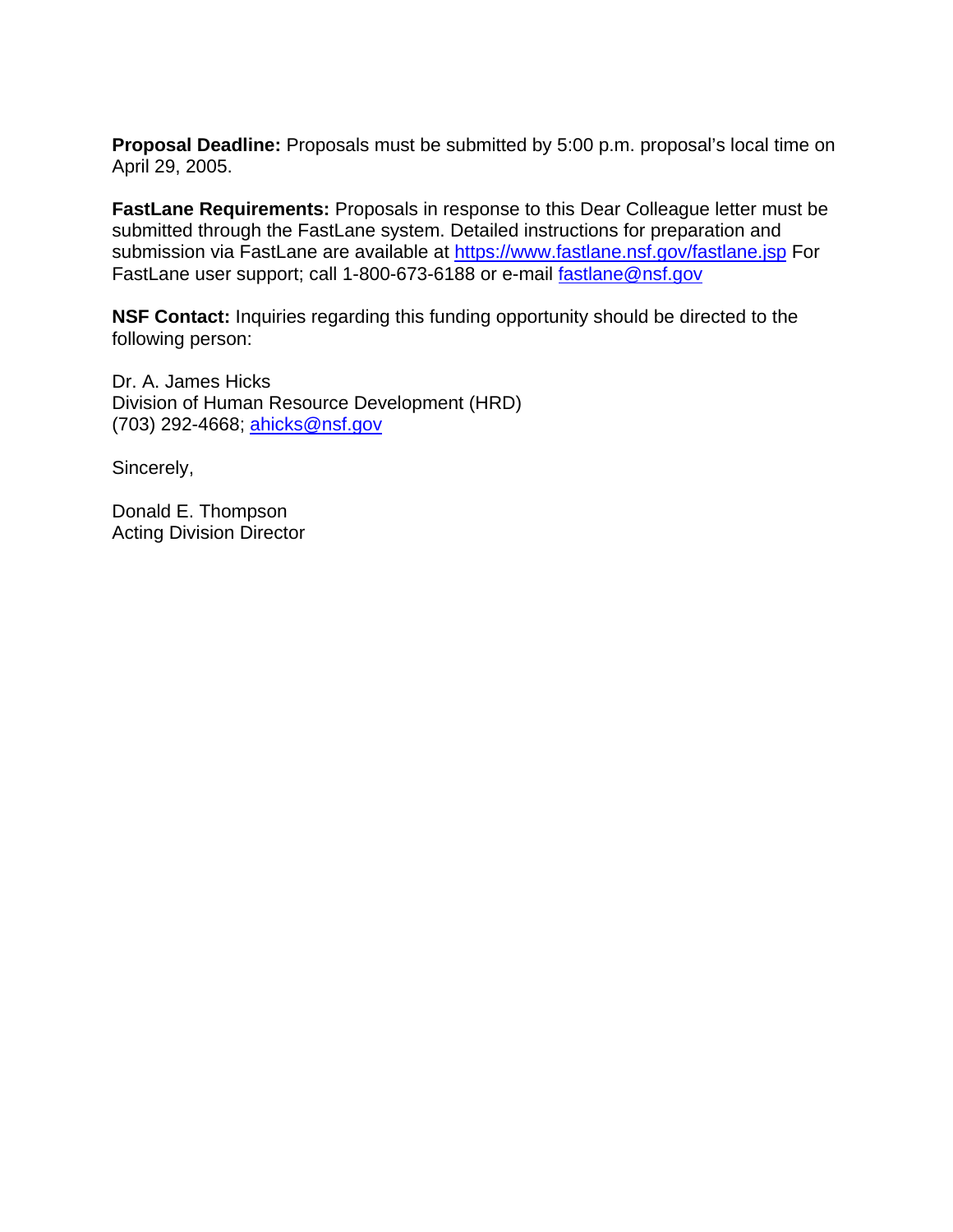**Proposal Deadline:** Proposals must be submitted by 5:00 p.m. proposal's local time on April 29, 2005.

**FastLane Requirements:** Proposals in response to this Dear Colleague letter must be submitted through the FastLane system. Detailed instructions for preparation and submission via FastLane are available at https://www.fastlane.nsf.gov/fastlane.jsp For FastLane user support; call 1-800-673-6188 or e-mail fastlane@nsf.gov

**NSF Contact:** Inquiries regarding this funding opportunity should be directed to the following person:

Dr. A. James Hicks
Division of Human Resource Development (HRD)
(703) 292-4668; ahicks@nsf.gov

Sincerely,

Donald E. Thompson
Acting Division Director